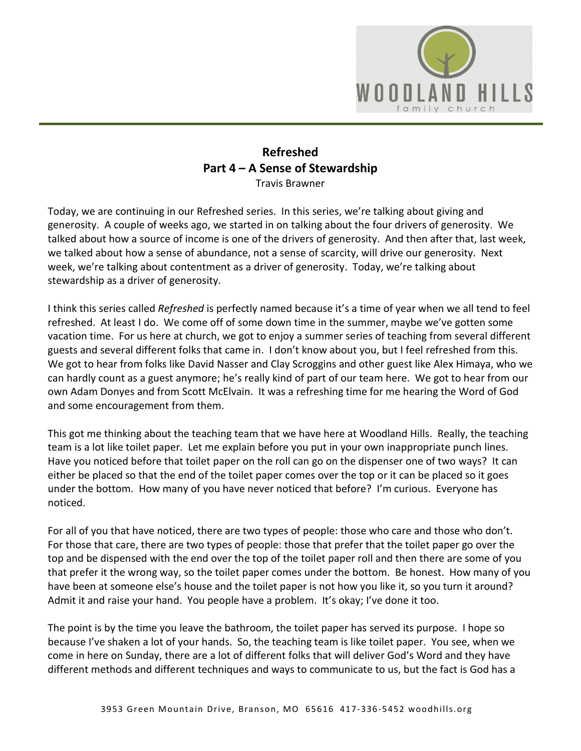# Refreshed
## Part 4 – A Sense of Stewardship
Travis Brawner

Today, we are continuing in our Refreshed series. In this series, we're talking about giving and generosity. A couple of weeks ago, we started in on talking about the four drivers of generosity. We talked about how a source of income is one of the drivers of generosity. And then after that, last week, we talked about how a sense of abundance, not a sense of scarcity, will drive our generosity. Next week, we're talking about contentment as a driver of generosity. Today, we're talking about stewardship as a driver of generosity.

I think this series called *Refreshed* is perfectly named because it's a time of year when we all tend to feel refreshed. At least I do. We come off of some down time in the summer, maybe we've gotten some vacation time. For us here at church, we got to enjoy a summer series of teaching from several different guests and several different folks that came in. I don't know about you, but I feel refreshed from this. We got to hear from folks like David Nasser and Clay Scroggins and other guest like Alex Himaya, who we can hardly count as a guest anymore; he's really kind of part of our team here. We got to hear from our own Adam Donyes and from Scott McElvain. It was a refreshing time for me hearing the Word of God and some encouragement from them.

This got me thinking about the teaching team that we have here at Woodland Hills. Really, the teaching team is a lot like toilet paper. Let me explain before you put in your own inappropriate punch lines. Have you noticed before that toilet paper on the roll can go on the dispenser one of two ways? It can either be placed so that the end of the toilet paper comes over the top or it can be placed so it goes under the bottom. How many of you have never noticed that before? I'm curious. Everyone has noticed.

For all of you that have noticed, there are two types of people: those who care and those who don't. For those that care, there are two types of people: those that prefer that the toilet paper go over the top and be dispensed with the end over the top of the toilet paper roll and then there are some of you that prefer it the wrong way, so the toilet paper comes under the bottom. Be honest. How many of you have been at someone else's house and the toilet paper is not how you like it, so you turn it around? Admit it and raise your hand. You people have a problem. It's okay; I've done it too.

The point is by the time you leave the bathroom, the toilet paper has served its purpose. I hope so because I've shaken a lot of your hands. So, the teaching team is like toilet paper. You see, when we come in here on Sunday, there are a lot of different folks that will deliver God's Word and they have different methods and different techniques and ways to communicate to us, but the fact is God has a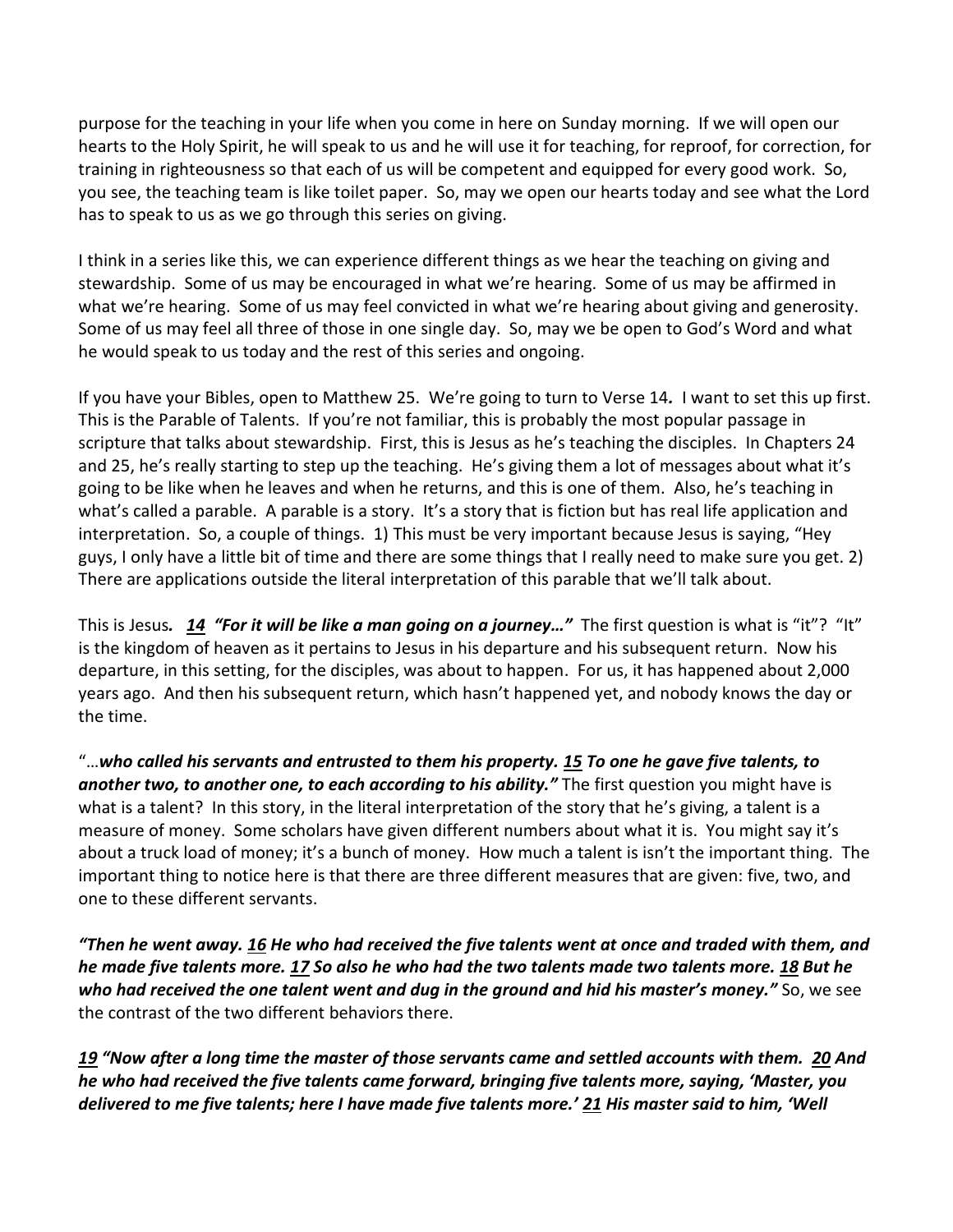purpose for the teaching in your life when you come in here on Sunday morning. If we will open our hearts to the Holy Spirit, he will speak to us and he will use it for teaching, for reproof, for correction, for training in righteousness so that each of us will be competent and equipped for every good work. So, you see, the teaching team is like toilet paper. So, may we open our hearts today and see what the Lord has to speak to us as we go through this series on giving.

I think in a series like this, we can experience different things as we hear the teaching on giving and stewardship. Some of us may be encouraged in what we're hearing. Some of us may be affirmed in what we're hearing. Some of us may feel convicted in what we're hearing about giving and generosity. Some of us may feel all three of those in one single day. So, may we be open to God's Word and what he would speak to us today and the rest of this series and ongoing.

If you have your Bibles, open to Matthew 25. We're going to turn to Verse 14*.* I want to set this up first. This is the Parable of Talents. If you're not familiar, this is probably the most popular passage in scripture that talks about stewardship. First, this is Jesus as he's teaching the disciples. In Chapters 24 and 25, he's really starting to step up the teaching. He's giving them a lot of messages about what it's going to be like when he leaves and when he returns, and this is one of them. Also, he's teaching in what's called a parable. A parable is a story. It's a story that is fiction but has real life application and interpretation. So, a couple of things. 1) This must be very important because Jesus is saying, "Hey guys, I only have a little bit of time and there are some things that I really need to make sure you get. 2) There are applications outside the literal interpretation of this parable that we'll talk about.

This is Jesus***. 14 "For it will be like a man going on a journey…"*** The first question is what is "it"? "It" is the kingdom of heaven as it pertains to Jesus in his departure and his subsequent return. Now his departure, in this setting, for the disciples, was about to happen. For us, it has happened about 2,000 years ago. And then his subsequent return, which hasn't happened yet, and nobody knows the day or the time.

"…***who called his servants and entrusted to them his property. 15 To one he gave five talents, to another two, to another one, to each according to his ability."*** The first question you might have is what is a talent? In this story, in the literal interpretation of the story that he's giving, a talent is a measure of money. Some scholars have given different numbers about what it is. You might say it's about a truck load of money; it's a bunch of money. How much a talent is isn't the important thing. The important thing to notice here is that there are three different measures that are given: five, two, and one to these different servants.

***"Then he went away. 16 He who had received the five talents went at once and traded with them, and he made five talents more. 17 So also he who had the two talents made two talents more. 18 But he who had received the one talent went and dug in the ground and hid his master's money."*** So, we see the contrast of the two different behaviors there.

***19 "Now after a long time the master of those servants came and settled accounts with them. 20 And he who had received the five talents came forward, bringing five talents more, saying, 'Master, you delivered to me five talents; here I have made five talents more.' 21 His master said to him, 'Well***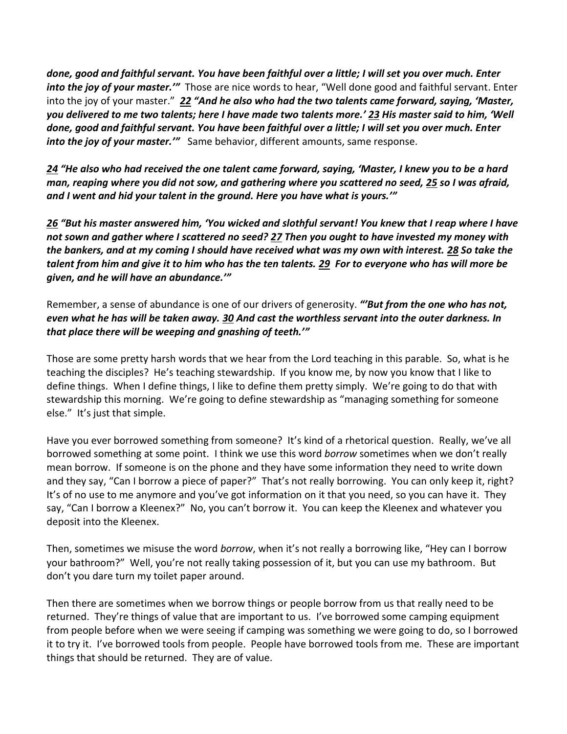***done, good and faithful servant. You have been faithful over a little; I will set you over much. Enter into the joy of your master.'"*** Those are nice words to hear, "Well done good and faithful servant. Enter into the joy of your master." ***22 "And he also who had the two talents came forward, saying, 'Master, you delivered to me two talents; here I have made two talents more.' 23 His master said to him, 'Well done, good and faithful servant. You have been faithful over a little; I will set you over much. Enter into the joy of your master.'"*** Same behavior, different amounts, same response.

***24 "He also who had received the one talent came forward, saying, 'Master, I knew you to be a hard man, reaping where you did not sow, and gathering where you scattered no seed, 25 so I was afraid, and I went and hid your talent in the ground. Here you have what is yours.'"***

***26 "But his master answered him, 'You wicked and slothful servant! You knew that I reap where I have not sown and gather where I scattered no seed? 27 Then you ought to have invested my money with the bankers, and at my coming I should have received what was my own with interest. 28 So take the talent from him and give it to him who has the ten talents. 29 For to everyone who has will more be given, and he will have an abundance.'"***

Remember, a sense of abundance is one of our drivers of generosity. ***"'But from the one who has not, even what he has will be taken away. 30 And cast the worthless servant into the outer darkness. In that place there will be weeping and gnashing of teeth.'"***

Those are some pretty harsh words that we hear from the Lord teaching in this parable. So, what is he teaching the disciples? He's teaching stewardship. If you know me, by now you know that I like to define things. When I define things, I like to define them pretty simply. We're going to do that with stewardship this morning. We're going to define stewardship as "managing something for someone else." It's just that simple.

Have you ever borrowed something from someone? It's kind of a rhetorical question. Really, we've all borrowed something at some point. I think we use this word *borrow* sometimes when we don't really mean borrow. If someone is on the phone and they have some information they need to write down and they say, "Can I borrow a piece of paper?" That's not really borrowing. You can only keep it, right? It's of no use to me anymore and you've got information on it that you need, so you can have it. They say, "Can I borrow a Kleenex?" No, you can't borrow it. You can keep the Kleenex and whatever you deposit into the Kleenex.

Then, sometimes we misuse the word *borrow*, when it's not really a borrowing like, "Hey can I borrow your bathroom?" Well, you're not really taking possession of it, but you can use my bathroom. But don't you dare turn my toilet paper around.

Then there are sometimes when we borrow things or people borrow from us that really need to be returned. They're things of value that are important to us. I've borrowed some camping equipment from people before when we were seeing if camping was something we were going to do, so I borrowed it to try it. I've borrowed tools from people. People have borrowed tools from me. These are important things that should be returned. They are of value.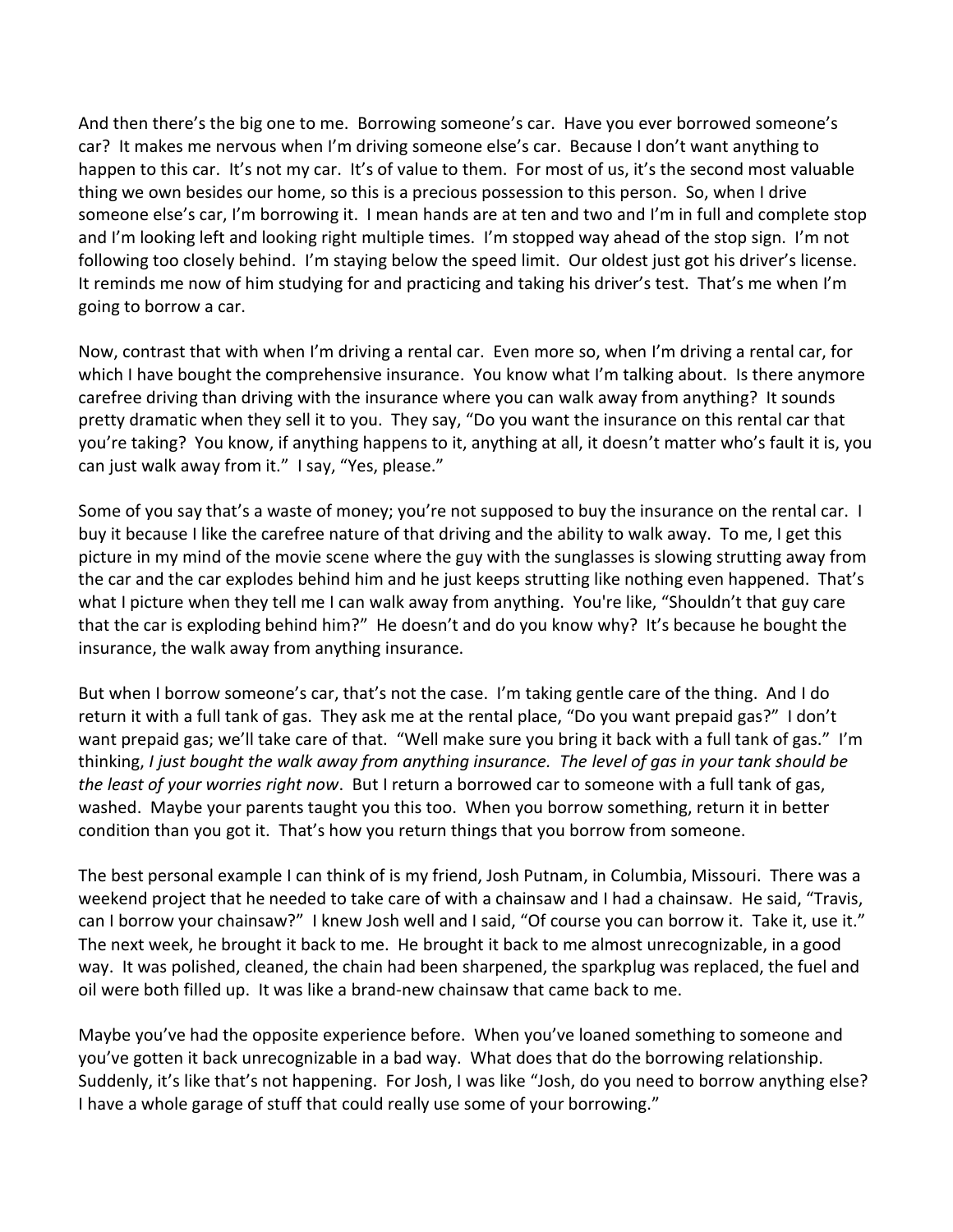And then there's the big one to me. Borrowing someone's car. Have you ever borrowed someone's car? It makes me nervous when I'm driving someone else's car. Because I don't want anything to happen to this car. It's not my car. It's of value to them. For most of us, it's the second most valuable thing we own besides our home, so this is a precious possession to this person. So, when I drive someone else's car, I'm borrowing it. I mean hands are at ten and two and I'm in full and complete stop and I'm looking left and looking right multiple times. I'm stopped way ahead of the stop sign. I'm not following too closely behind. I'm staying below the speed limit. Our oldest just got his driver's license. It reminds me now of him studying for and practicing and taking his driver's test. That's me when I'm going to borrow a car.

Now, contrast that with when I'm driving a rental car. Even more so, when I'm driving a rental car, for which I have bought the comprehensive insurance. You know what I'm talking about. Is there anymore carefree driving than driving with the insurance where you can walk away from anything? It sounds pretty dramatic when they sell it to you. They say, "Do you want the insurance on this rental car that you're taking? You know, if anything happens to it, anything at all, it doesn't matter who's fault it is, you can just walk away from it." I say, "Yes, please."

Some of you say that's a waste of money; you're not supposed to buy the insurance on the rental car. I buy it because I like the carefree nature of that driving and the ability to walk away. To me, I get this picture in my mind of the movie scene where the guy with the sunglasses is slowing strutting away from the car and the car explodes behind him and he just keeps strutting like nothing even happened. That's what I picture when they tell me I can walk away from anything. You're like, "Shouldn't that guy care that the car is exploding behind him?" He doesn't and do you know why? It's because he bought the insurance, the walk away from anything insurance.

But when I borrow someone's car, that's not the case. I'm taking gentle care of the thing. And I do return it with a full tank of gas. They ask me at the rental place, "Do you want prepaid gas?" I don't want prepaid gas; we'll take care of that. "Well make sure you bring it back with a full tank of gas." I'm thinking, *I just bought the walk away from anything insurance. The level of gas in your tank should be the least of your worries right now*. But I return a borrowed car to someone with a full tank of gas, washed. Maybe your parents taught you this too. When you borrow something, return it in better condition than you got it. That's how you return things that you borrow from someone.

The best personal example I can think of is my friend, Josh Putnam, in Columbia, Missouri. There was a weekend project that he needed to take care of with a chainsaw and I had a chainsaw. He said, "Travis, can I borrow your chainsaw?" I knew Josh well and I said, "Of course you can borrow it. Take it, use it." The next week, he brought it back to me. He brought it back to me almost unrecognizable, in a good way. It was polished, cleaned, the chain had been sharpened, the sparkplug was replaced, the fuel and oil were both filled up. It was like a brand-new chainsaw that came back to me.

Maybe you've had the opposite experience before. When you've loaned something to someone and you've gotten it back unrecognizable in a bad way. What does that do the borrowing relationship. Suddenly, it's like that's not happening. For Josh, I was like "Josh, do you need to borrow anything else? I have a whole garage of stuff that could really use some of your borrowing."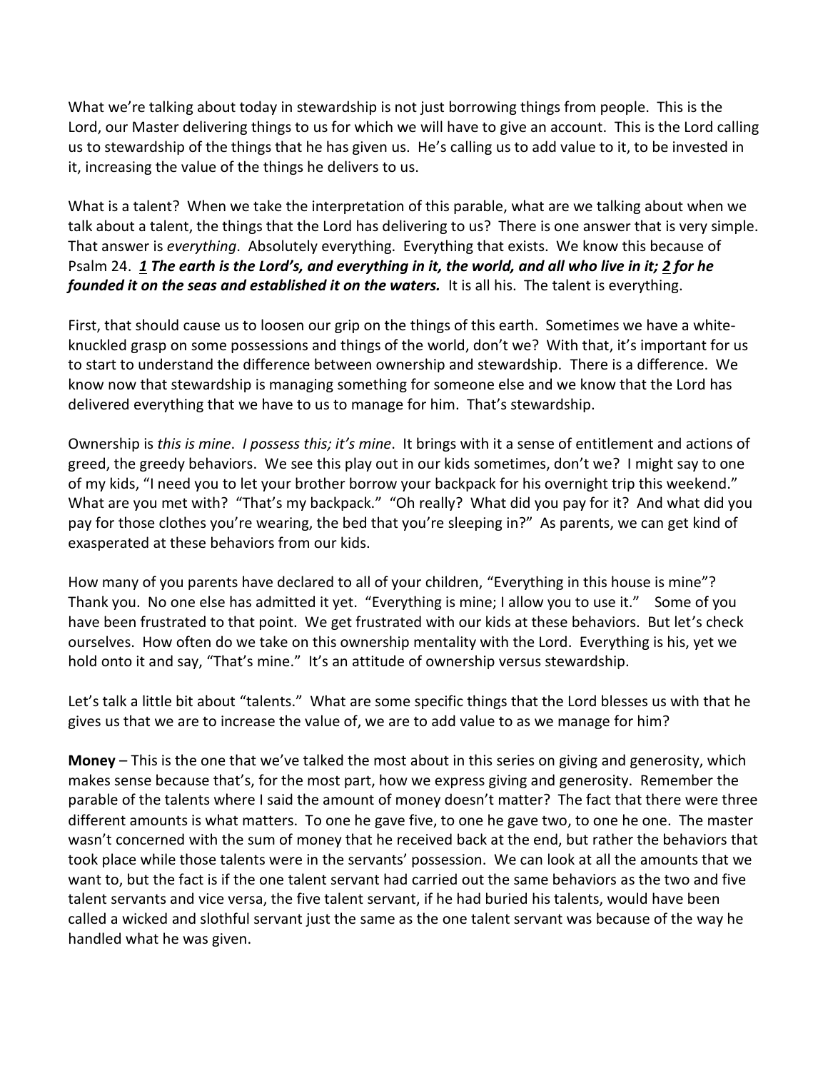What we're talking about today in stewardship is not just borrowing things from people. This is the Lord, our Master delivering things to us for which we will have to give an account. This is the Lord calling us to stewardship of the things that he has given us. He's calling us to add value to it, to be invested in it, increasing the value of the things he delivers to us.

What is a talent? When we take the interpretation of this parable, what are we talking about when we talk about a talent, the things that the Lord has delivering to us? There is one answer that is very simple. That answer is *everything*. Absolutely everything. Everything that exists. We know this because of Psalm 24. ***1 The earth is the Lord's, and everything in it, the world, and all who live in it; 2 for he founded it on the seas and established it on the waters.*** It is all his. The talent is everything.

First, that should cause us to loosen our grip on the things of this earth. Sometimes we have a white-knuckled grasp on some possessions and things of the world, don't we? With that, it's important for us to start to understand the difference between ownership and stewardship. There is a difference. We know now that stewardship is managing something for someone else and we know that the Lord has delivered everything that we have to us to manage for him. That's stewardship.

Ownership is *this is mine*. *I possess this; it's mine*. It brings with it a sense of entitlement and actions of greed, the greedy behaviors. We see this play out in our kids sometimes, don't we? I might say to one of my kids, "I need you to let your brother borrow your backpack for his overnight trip this weekend." What are you met with? "That's my backpack." "Oh really? What did you pay for it? And what did you pay for those clothes you're wearing, the bed that you're sleeping in?" As parents, we can get kind of exasperated at these behaviors from our kids.

How many of you parents have declared to all of your children, "Everything in this house is mine"? Thank you. No one else has admitted it yet. "Everything is mine; I allow you to use it." Some of you have been frustrated to that point. We get frustrated with our kids at these behaviors. But let's check ourselves. How often do we take on this ownership mentality with the Lord. Everything is his, yet we hold onto it and say, "That's mine." It's an attitude of ownership versus stewardship.

Let's talk a little bit about "talents." What are some specific things that the Lord blesses us with that he gives us that we are to increase the value of, we are to add value to as we manage for him?

**Money** – This is the one that we've talked the most about in this series on giving and generosity, which makes sense because that's, for the most part, how we express giving and generosity. Remember the parable of the talents where I said the amount of money doesn't matter? The fact that there were three different amounts is what matters. To one he gave five, to one he gave two, to one he one. The master wasn't concerned with the sum of money that he received back at the end, but rather the behaviors that took place while those talents were in the servants' possession. We can look at all the amounts that we want to, but the fact is if the one talent servant had carried out the same behaviors as the two and five talent servants and vice versa, the five talent servant, if he had buried his talents, would have been called a wicked and slothful servant just the same as the one talent servant was because of the way he handled what he was given.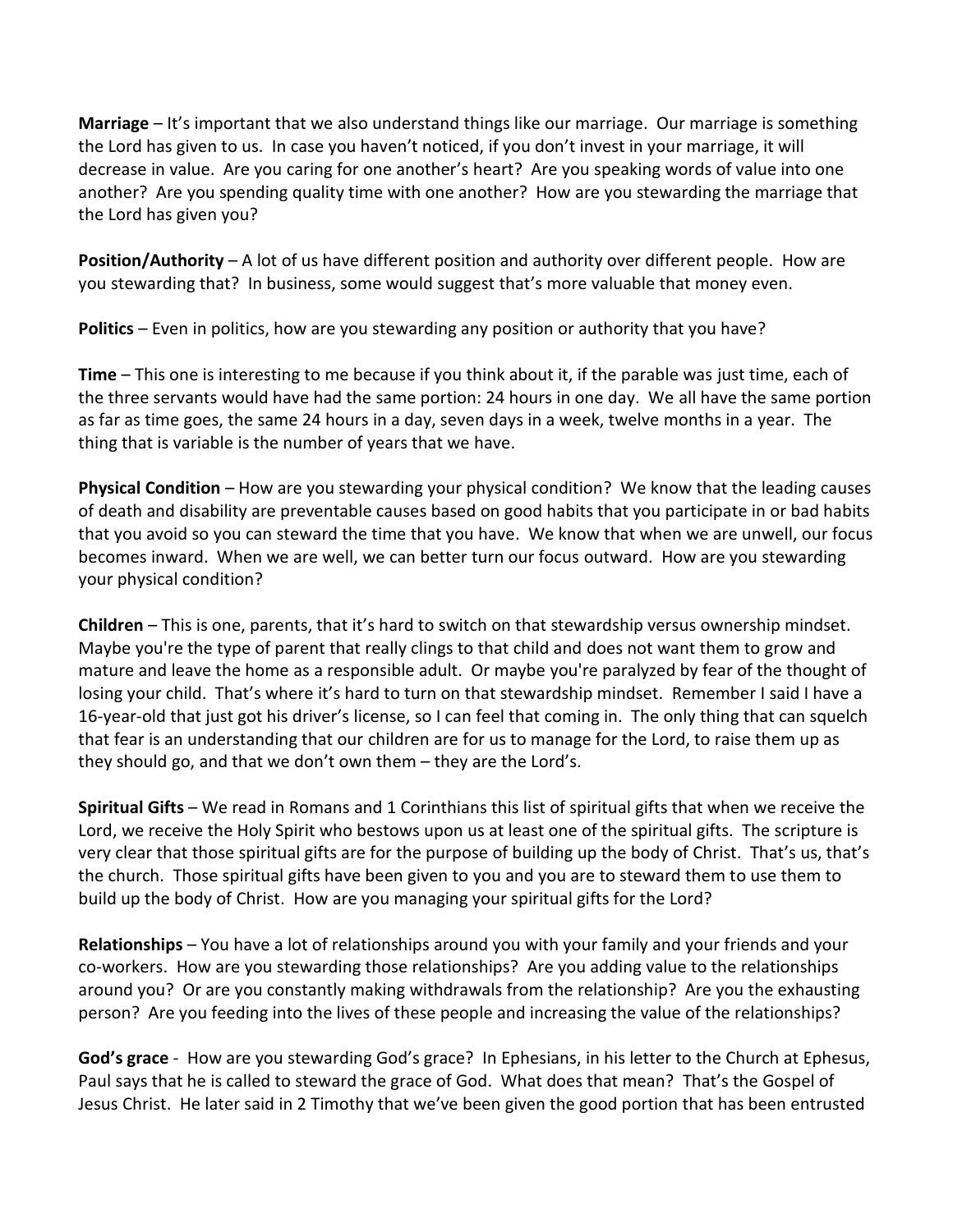**Marriage** – It's important that we also understand things like our marriage. Our marriage is something the Lord has given to us. In case you haven't noticed, if you don't invest in your marriage, it will decrease in value. Are you caring for one another's heart? Are you speaking words of value into one another? Are you spending quality time with one another? How are you stewarding the marriage that the Lord has given you?

**Position/Authority** – A lot of us have different position and authority over different people. How are you stewarding that? In business, some would suggest that's more valuable that money even.

**Politics** – Even in politics, how are you stewarding any position or authority that you have?

**Time** – This one is interesting to me because if you think about it, if the parable was just time, each of the three servants would have had the same portion: 24 hours in one day. We all have the same portion as far as time goes, the same 24 hours in a day, seven days in a week, twelve months in a year. The thing that is variable is the number of years that we have.

**Physical Condition** – How are you stewarding your physical condition? We know that the leading causes of death and disability are preventable causes based on good habits that you participate in or bad habits that you avoid so you can steward the time that you have. We know that when we are unwell, our focus becomes inward. When we are well, we can better turn our focus outward. How are you stewarding your physical condition?

**Children** – This is one, parents, that it's hard to switch on that stewardship versus ownership mindset. Maybe you're the type of parent that really clings to that child and does not want them to grow and mature and leave the home as a responsible adult. Or maybe you're paralyzed by fear of the thought of losing your child. That's where it's hard to turn on that stewardship mindset. Remember I said I have a 16-year-old that just got his driver's license, so I can feel that coming in. The only thing that can squelch that fear is an understanding that our children are for us to manage for the Lord, to raise them up as they should go, and that we don't own them – they are the Lord's.

**Spiritual Gifts** – We read in Romans and 1 Corinthians this list of spiritual gifts that when we receive the Lord, we receive the Holy Spirit who bestows upon us at least one of the spiritual gifts. The scripture is very clear that those spiritual gifts are for the purpose of building up the body of Christ. That's us, that's the church. Those spiritual gifts have been given to you and you are to steward them to use them to build up the body of Christ. How are you managing your spiritual gifts for the Lord?

**Relationships** – You have a lot of relationships around you with your family and your friends and your co-workers. How are you stewarding those relationships? Are you adding value to the relationships around you? Or are you constantly making withdrawals from the relationship? Are you the exhausting person? Are you feeding into the lives of these people and increasing the value of the relationships?

**God's grace** - How are you stewarding God's grace? In Ephesians, in his letter to the Church at Ephesus, Paul says that he is called to steward the grace of God. What does that mean? That's the Gospel of Jesus Christ. He later said in 2 Timothy that we've been given the good portion that has been entrusted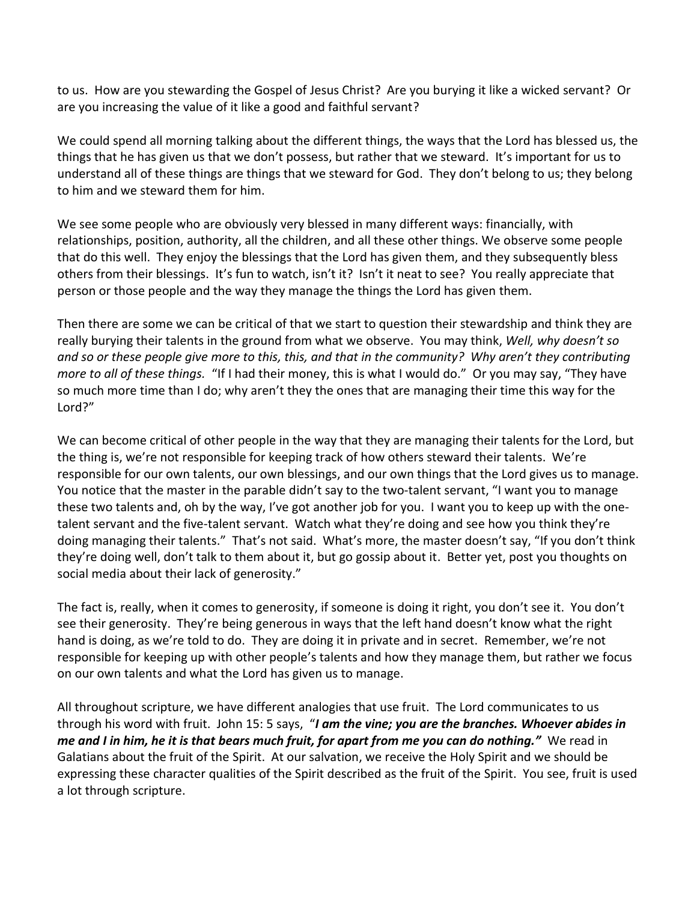to us. How are you stewarding the Gospel of Jesus Christ? Are you burying it like a wicked servant? Or are you increasing the value of it like a good and faithful servant?

We could spend all morning talking about the different things, the ways that the Lord has blessed us, the things that he has given us that we don't possess, but rather that we steward. It's important for us to understand all of these things are things that we steward for God. They don't belong to us; they belong to him and we steward them for him.

We see some people who are obviously very blessed in many different ways: financially, with relationships, position, authority, all the children, and all these other things. We observe some people that do this well. They enjoy the blessings that the Lord has given them, and they subsequently bless others from their blessings. It's fun to watch, isn't it? Isn't it neat to see? You really appreciate that person or those people and the way they manage the things the Lord has given them.

Then there are some we can be critical of that we start to question their stewardship and think they are really burying their talents in the ground from what we observe. You may think, *Well, why doesn't so and so or these people give more to this, this, and that in the community? Why aren't they contributing more to all of these things.* "If I had their money, this is what I would do." Or you may say, "They have so much more time than I do; why aren't they the ones that are managing their time this way for the Lord?"

We can become critical of other people in the way that they are managing their talents for the Lord, but the thing is, we're not responsible for keeping track of how others steward their talents. We're responsible for our own talents, our own blessings, and our own things that the Lord gives us to manage. You notice that the master in the parable didn't say to the two-talent servant, "I want you to manage these two talents and, oh by the way, I've got another job for you. I want you to keep up with the one-talent servant and the five-talent servant. Watch what they're doing and see how you think they're doing managing their talents." That's not said. What's more, the master doesn't say, "If you don't think they're doing well, don't talk to them about it, but go gossip about it. Better yet, post you thoughts on social media about their lack of generosity."

The fact is, really, when it comes to generosity, if someone is doing it right, you don't see it. You don't see their generosity. They're being generous in ways that the left hand doesn't know what the right hand is doing, as we're told to do. They are doing it in private and in secret. Remember, we're not responsible for keeping up with other people's talents and how they manage them, but rather we focus on our own talents and what the Lord has given us to manage.

All throughout scripture, we have different analogies that use fruit. The Lord communicates to us through his word with fruit. John 15: 5 says, "***I am the vine; you are the branches. Whoever abides in me and I in him, he it is that bears much fruit, for apart from me you can do nothing."*** We read in Galatians about the fruit of the Spirit. At our salvation, we receive the Holy Spirit and we should be expressing these character qualities of the Spirit described as the fruit of the Spirit. You see, fruit is used a lot through scripture.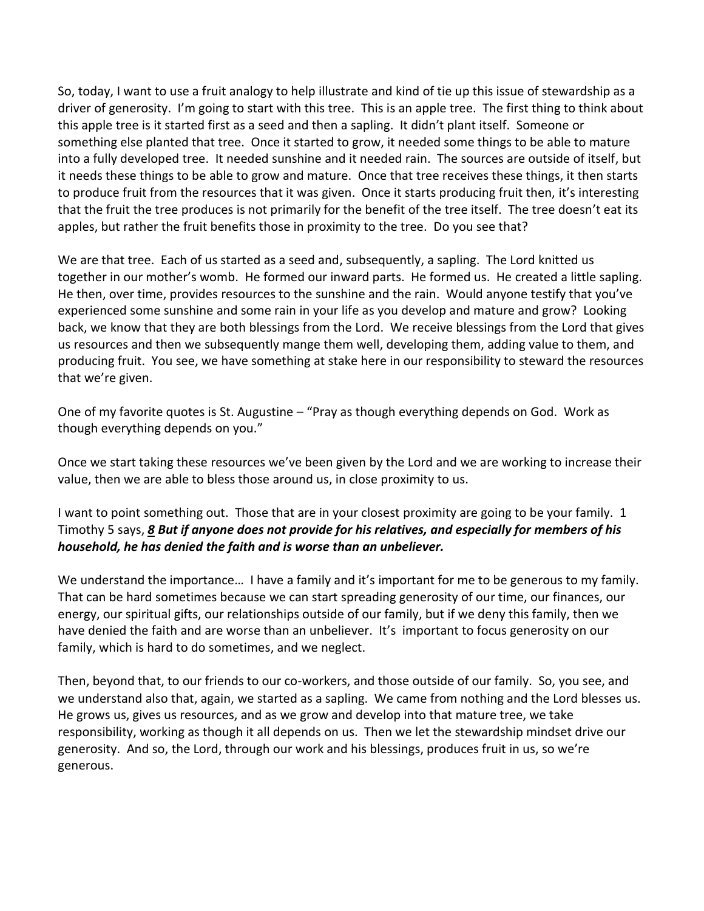So, today, I want to use a fruit analogy to help illustrate and kind of tie up this issue of stewardship as a driver of generosity. I'm going to start with this tree. This is an apple tree. The first thing to think about this apple tree is it started first as a seed and then a sapling. It didn't plant itself. Someone or something else planted that tree. Once it started to grow, it needed some things to be able to mature into a fully developed tree. It needed sunshine and it needed rain. The sources are outside of itself, but it needs these things to be able to grow and mature. Once that tree receives these things, it then starts to produce fruit from the resources that it was given. Once it starts producing fruit then, it's interesting that the fruit the tree produces is not primarily for the benefit of the tree itself. The tree doesn't eat its apples, but rather the fruit benefits those in proximity to the tree. Do you see that?

We are that tree. Each of us started as a seed and, subsequently, a sapling. The Lord knitted us together in our mother's womb. He formed our inward parts. He formed us. He created a little sapling. He then, over time, provides resources to the sunshine and the rain. Would anyone testify that you've experienced some sunshine and some rain in your life as you develop and mature and grow? Looking back, we know that they are both blessings from the Lord. We receive blessings from the Lord that gives us resources and then we subsequently mange them well, developing them, adding value to them, and producing fruit. You see, we have something at stake here in our responsibility to steward the resources that we're given.

One of my favorite quotes is St. Augustine – "Pray as though everything depends on God. Work as though everything depends on you."

Once we start taking these resources we've been given by the Lord and we are working to increase their value, then we are able to bless those around us, in close proximity to us.

I want to point something out. Those that are in your closest proximity are going to be your family. 1 Timothy 5 says, ***8 But if anyone does not provide for his relatives, and especially for members of his household, he has denied the faith and is worse than an unbeliever.***

We understand the importance… I have a family and it's important for me to be generous to my family. That can be hard sometimes because we can start spreading generosity of our time, our finances, our energy, our spiritual gifts, our relationships outside of our family, but if we deny this family, then we have denied the faith and are worse than an unbeliever. It's important to focus generosity on our family, which is hard to do sometimes, and we neglect.

Then, beyond that, to our friends to our co-workers, and those outside of our family. So, you see, and we understand also that, again, we started as a sapling. We came from nothing and the Lord blesses us. He grows us, gives us resources, and as we grow and develop into that mature tree, we take responsibility, working as though it all depends on us. Then we let the stewardship mindset drive our generosity. And so, the Lord, through our work and his blessings, produces fruit in us, so we're generous.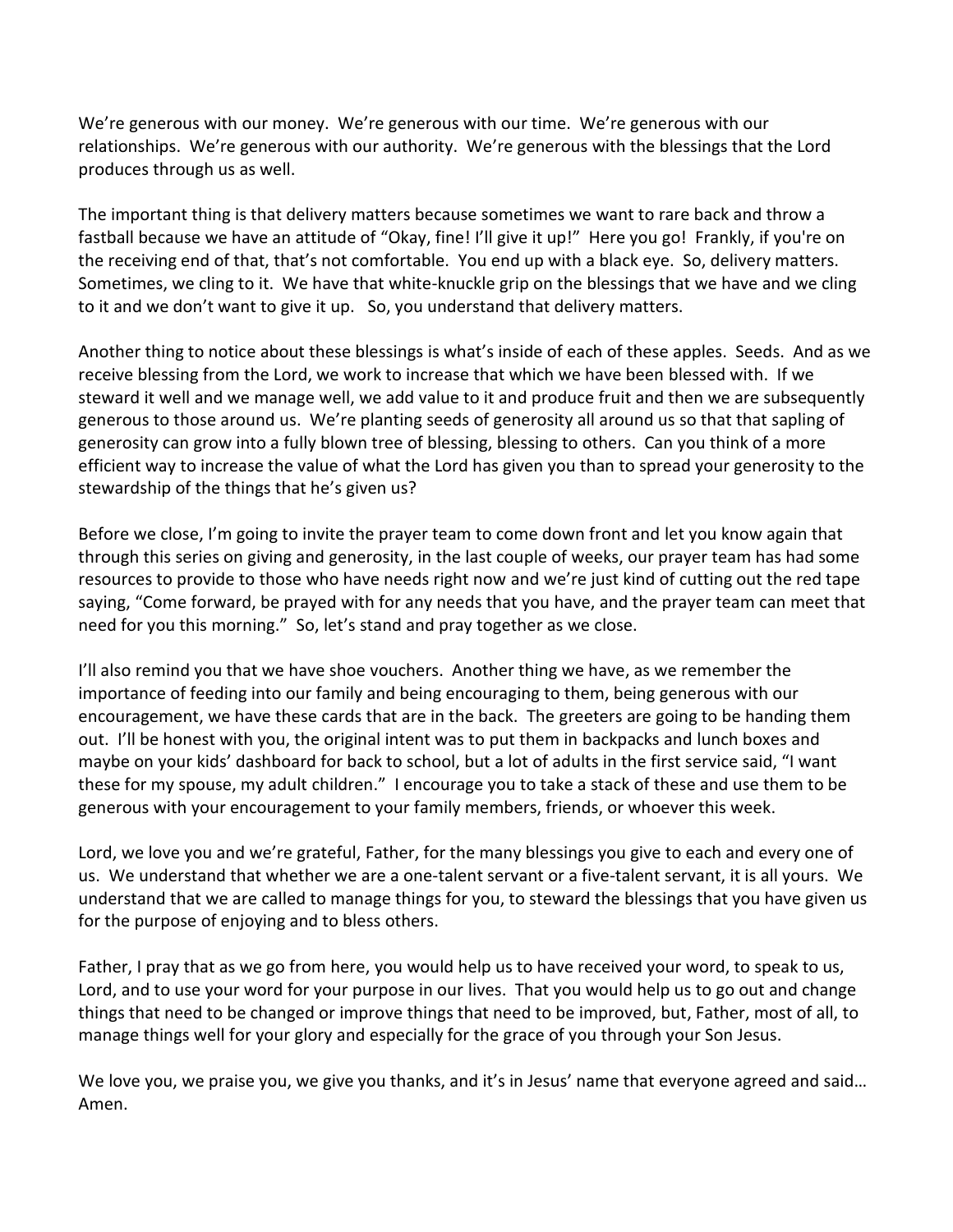We're generous with our money. We're generous with our time. We're generous with our relationships. We're generous with our authority. We're generous with the blessings that the Lord produces through us as well.

The important thing is that delivery matters because sometimes we want to rare back and throw a fastball because we have an attitude of "Okay, fine! I'll give it up!" Here you go! Frankly, if you're on the receiving end of that, that's not comfortable. You end up with a black eye. So, delivery matters. Sometimes, we cling to it. We have that white-knuckle grip on the blessings that we have and we cling to it and we don't want to give it up. So, you understand that delivery matters.

Another thing to notice about these blessings is what's inside of each of these apples. Seeds. And as we receive blessing from the Lord, we work to increase that which we have been blessed with. If we steward it well and we manage well, we add value to it and produce fruit and then we are subsequently generous to those around us. We're planting seeds of generosity all around us so that that sapling of generosity can grow into a fully blown tree of blessing, blessing to others. Can you think of a more efficient way to increase the value of what the Lord has given you than to spread your generosity to the stewardship of the things that he's given us?

Before we close, I'm going to invite the prayer team to come down front and let you know again that through this series on giving and generosity, in the last couple of weeks, our prayer team has had some resources to provide to those who have needs right now and we're just kind of cutting out the red tape saying, "Come forward, be prayed with for any needs that you have, and the prayer team can meet that need for you this morning." So, let's stand and pray together as we close.

I'll also remind you that we have shoe vouchers. Another thing we have, as we remember the importance of feeding into our family and being encouraging to them, being generous with our encouragement, we have these cards that are in the back. The greeters are going to be handing them out. I'll be honest with you, the original intent was to put them in backpacks and lunch boxes and maybe on your kids' dashboard for back to school, but a lot of adults in the first service said, "I want these for my spouse, my adult children." I encourage you to take a stack of these and use them to be generous with your encouragement to your family members, friends, or whoever this week.

Lord, we love you and we're grateful, Father, for the many blessings you give to each and every one of us. We understand that whether we are a one-talent servant or a five-talent servant, it is all yours. We understand that we are called to manage things for you, to steward the blessings that you have given us for the purpose of enjoying and to bless others.

Father, I pray that as we go from here, you would help us to have received your word, to speak to us, Lord, and to use your word for your purpose in our lives. That you would help us to go out and change things that need to be changed or improve things that need to be improved, but, Father, most of all, to manage things well for your glory and especially for the grace of you through your Son Jesus.

We love you, we praise you, we give you thanks, and it's in Jesus' name that everyone agreed and said… Amen.